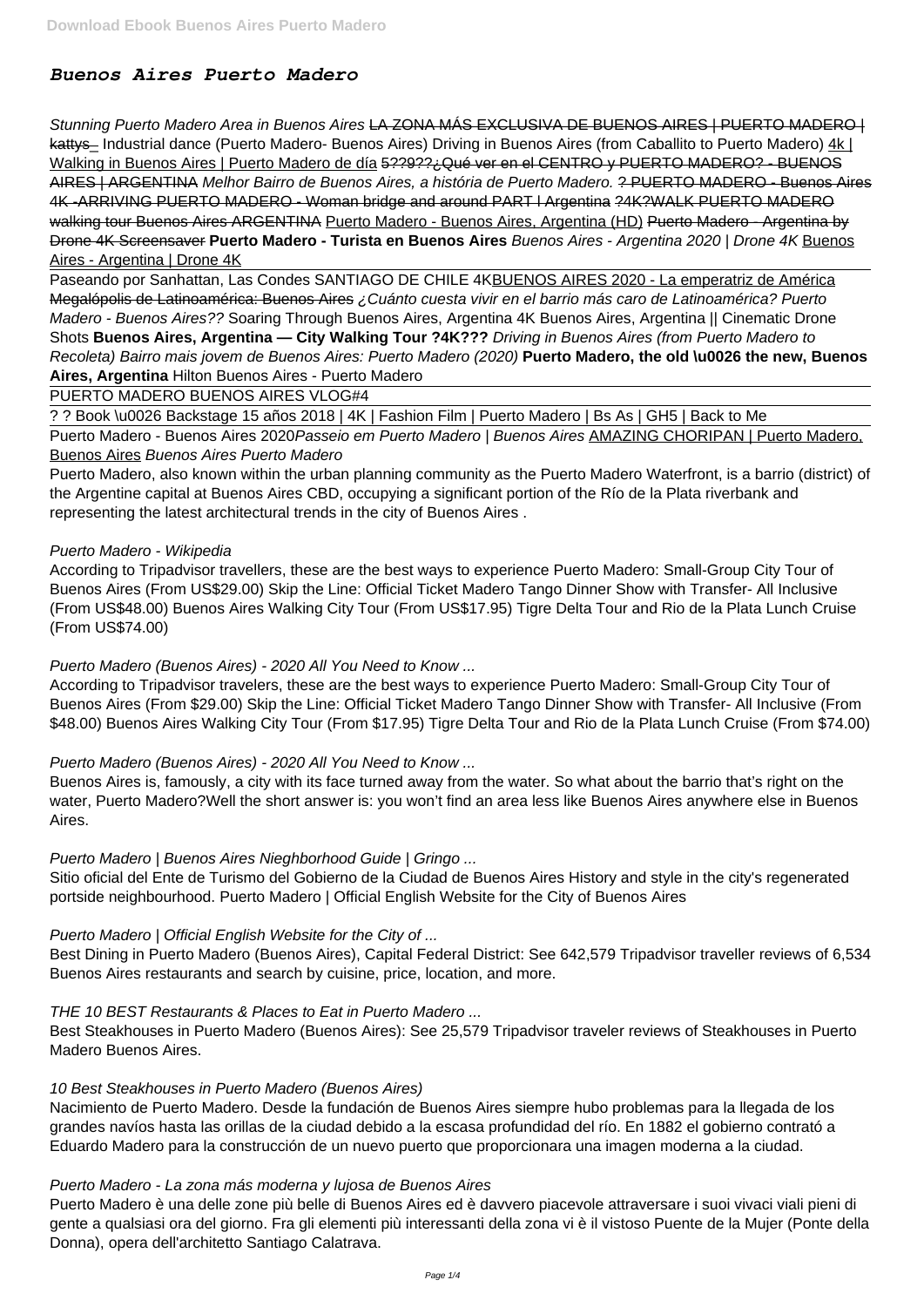# *Buenos Aires Puerto Madero*

*Stunning Puerto Madero Area in Buenos Aires* ~~LA ZONA MÁS EXCLUSIVA DE BUENOS AIRES | PUERTO MADERO | kattys_~~ Industrial dance (Puerto Madero- Buenos Aires) Driving in Buenos Aires (from Caballito to Puerto Madero) 4k | Walking in Buenos Aires | Puerto Madero de día ~~5??9??¿Qué ver en el CENTRO y PUERTO MADERO? - BUENOS AIRES | ARGENTINA~~ *Melhor Bairro de Buenos Aires, a história de Puerto Madero.* ~~? PUERTO MADERO - Buenos Aires 4K -ARRIVING PUERTO MADERO - Woman bridge and around PART I Argentina ?4K?WALK PUERTO MADERO walking tour Buenos Aires ARGENTINA~~ Puerto Madero - Buenos Aires, Argentina (HD) ~~Puerto Madero - Argentina by Drone 4K Screensaver~~ **Puerto Madero - Turista en Buenos Aires** *Buenos Aires - Argentina 2020 | Drone 4K* Buenos Aires - Argentina | Drone 4K

Paseando por Sanhattan, Las Condes SANTIAGO DE CHILE 4KBUENOS AIRES 2020 - La emperatriz de América ~~Megalópolis de Latinoamérica: Buenos Aires~~ *¿Cuánto cuesta vivir en el barrio más caro de Latinoamérica? Puerto Madero - Buenos Aires??* Soaring Through Buenos Aires, Argentina 4K Buenos Aires, Argentina || Cinematic Drone Shots **Buenos Aires, Argentina — City Walking Tour ?4K???** *Driving in Buenos Aires (from Puerto Madero to Recoleta)* *Bairro mais jovem de Buenos Aires: Puerto Madero (2020)* **Puerto Madero, the old \u0026 the new, Buenos Aires, Argentina** Hilton Buenos Aires - Puerto Madero

PUERTO MADERO BUENOS AIRES VLOG#4

? ? Book \u0026 Backstage 15 años 2018 | 4K | Fashion Film | Puerto Madero | Bs As | GH5 | Back to Me

Puerto Madero - Buenos Aires 2020*Passeio em Puerto Madero | Buenos Aires* AMAZING CHORIPAN | Puerto Madero, Buenos Aires *Buenos Aires Puerto Madero*

Puerto Madero, also known within the urban planning community as the Puerto Madero Waterfront, is a barrio (district) of the Argentine capital at Buenos Aires CBD, occupying a significant portion of the Río de la Plata riverbank and representing the latest architectural trends in the city of Buenos Aires .

*Puerto Madero - Wikipedia*

According to Tripadvisor travellers, these are the best ways to experience Puerto Madero: Small-Group City Tour of Buenos Aires (From US$29.00) Skip the Line: Official Ticket Madero Tango Dinner Show with Transfer- All Inclusive (From US$48.00) Buenos Aires Walking City Tour (From US$17.95) Tigre Delta Tour and Rio de la Plata Lunch Cruise (From US$74.00)

*Puerto Madero (Buenos Aires) - 2020 All You Need to Know ...*

According to Tripadvisor travelers, these are the best ways to experience Puerto Madero: Small-Group City Tour of Buenos Aires (From $29.00) Skip the Line: Official Ticket Madero Tango Dinner Show with Transfer- All Inclusive (From $48.00) Buenos Aires Walking City Tour (From $17.95) Tigre Delta Tour and Rio de la Plata Lunch Cruise (From $74.00)

*Puerto Madero (Buenos Aires) - 2020 All You Need to Know ...*

Buenos Aires is, famously, a city with its face turned away from the water. So what about the barrio that's right on the water, Puerto Madero?Well the short answer is: you won't find an area less like Buenos Aires anywhere else in Buenos Aires.

*Puerto Madero | Buenos Aires Nieghborhood Guide | Gringo ...*

Sitio oficial del Ente de Turismo del Gobierno de la Ciudad de Buenos Aires History and style in the city's regenerated portside neighbourhood. Puerto Madero | Official English Website for the City of Buenos Aires

*Puerto Madero | Official English Website for the City of ...*

Best Dining in Puerto Madero (Buenos Aires), Capital Federal District: See 642,579 Tripadvisor traveller reviews of 6,534 Buenos Aires restaurants and search by cuisine, price, location, and more.

*THE 10 BEST Restaurants & Places to Eat in Puerto Madero ...*

Best Steakhouses in Puerto Madero (Buenos Aires): See 25,579 Tripadvisor traveler reviews of Steakhouses in Puerto Madero Buenos Aires.

*10 Best Steakhouses in Puerto Madero (Buenos Aires)*

Nacimiento de Puerto Madero. Desde la fundación de Buenos Aires siempre hubo problemas para la llegada de los grandes navíos hasta las orillas de la ciudad debido a la escasa profundidad del río. En 1882 el gobierno contrató a Eduardo Madero para la construcción de un nuevo puerto que proporcionara una imagen moderna a la ciudad.

*Puerto Madero - La zona más moderna y lujosa de Buenos Aires*

Puerto Madero è una delle zone più belle di Buenos Aires ed è davvero piacevole attraversare i suoi vivaci viali pieni di gente a qualsiasi ora del giorno. Fra gli elementi più interessanti della zona vi è il vistoso Puente de la Mujer (Ponte della Donna), opera dell'architetto Santiago Calatrava.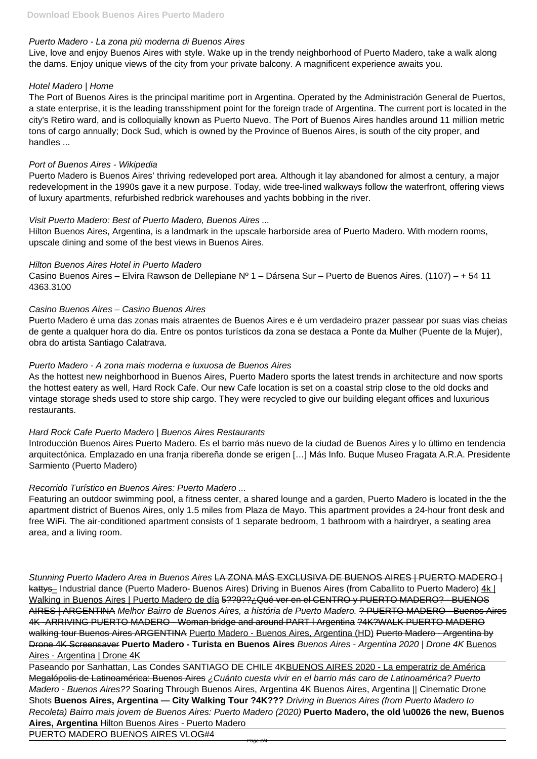*Puerto Madero - La zona più moderna di Buenos Aires*

Live, love and enjoy Buenos Aires with style. Wake up in the trendy neighborhood of Puerto Madero, take a walk along the dams. Enjoy unique views of the city from your private balcony. A magnificent experience awaits you.

*Hotel Madero | Home*

The Port of Buenos Aires is the principal maritime port in Argentina. Operated by the Administración General de Puertos, a state enterprise, it is the leading transshipment point for the foreign trade of Argentina. The current port is located in the city's Retiro ward, and is colloquially known as Puerto Nuevo. The Port of Buenos Aires handles around 11 million metric tons of cargo annually; Dock Sud, which is owned by the Province of Buenos Aires, is south of the city proper, and handles ...

*Port of Buenos Aires - Wikipedia*

Puerto Madero is Buenos Aires' thriving redeveloped port area. Although it lay abandoned for almost a century, a major redevelopment in the 1990s gave it a new purpose. Today, wide tree-lined walkways follow the waterfront, offering views of luxury apartments, refurbished redbrick warehouses and yachts bobbing in the river.

*Visit Puerto Madero: Best of Puerto Madero, Buenos Aires ...*

Hilton Buenos Aires, Argentina, is a landmark in the upscale harborside area of Puerto Madero. With modern rooms, upscale dining and some of the best views in Buenos Aires.

*Hilton Buenos Aires Hotel in Puerto Madero*

Casino Buenos Aires – Elvira Rawson de Dellepiane Nº 1 – Dársena Sur – Puerto de Buenos Aires. (1107) – + 54 11 4363.3100

*Casino Buenos Aires – Casino Buenos Aires*

Puerto Madero é uma das zonas mais atraentes de Buenos Aires e é um verdadeiro prazer passear por suas vias cheias de gente a qualquer hora do dia. Entre os pontos turísticos da zona se destaca a Ponte da Mulher (Puente de la Mujer), obra do artista Santiago Calatrava.

*Puerto Madero - A zona mais moderna e luxuosa de Buenos Aires*

As the hottest new neighborhood in Buenos Aires, Puerto Madero sports the latest trends in architecture and now sports the hottest eatery as well, Hard Rock Cafe. Our new Cafe location is set on a coastal strip close to the old docks and vintage storage sheds used to store ship cargo. They were recycled to give our building elegant offices and luxurious restaurants.

*Hard Rock Cafe Puerto Madero | Buenos Aires Restaurants*

Introducción Buenos Aires Puerto Madero. Es el barrio más nuevo de la ciudad de Buenos Aires y lo último en tendencia arquitectónica. Emplazado en una franja ribereña donde se erigen […] Más Info. Buque Museo Fragata A.R.A. Presidente Sarmiento (Puerto Madero)

*Recorrido Turístico en Buenos Aires: Puerto Madero ...*

Featuring an outdoor swimming pool, a fitness center, a shared lounge and a garden, Puerto Madero is located in the the apartment district of Buenos Aires, only 1.5 miles from Plaza de Mayo. This apartment provides a 24-hour front desk and free WiFi. The air-conditioned apartment consists of 1 separate bedroom, 1 bathroom with a hairdryer, a seating area area, and a living room.

*Stunning Puerto Madero Area in Buenos Aires* ~~LA ZONA MÁS EXCLUSIVA DE BUENOS AIRES | PUERTO MADERO | kattys_~~ Industrial dance (Puerto Madero- Buenos Aires) Driving in Buenos Aires (from Caballito to Puerto Madero) 4k | Walking in Buenos Aires | Puerto Madero de día ~~5??9??¿Qué ver en el CENTRO y PUERTO MADERO? - BUENOS AIRES | ARGENTINA~~ *Melhor Bairro de Buenos Aires, a história de Puerto Madero.* ~~? PUERTO MADERO - Buenos Aires 4K -ARRIVING PUERTO MADERO - Woman bridge and around PART I Argentina ?4K?WALK PUERTO MADERO walking tour Buenos Aires ARGENTINA~~ Puerto Madero - Buenos Aires, Argentina (HD) ~~Puerto Madero - Argentina by Drone 4K Screensaver~~ **Puerto Madero - Turista en Buenos Aires** *Buenos Aires - Argentina 2020 | Drone 4K* Buenos Aires - Argentina | Drone 4K

Paseando por Sanhattan, Las Condes SANTIAGO DE CHILE 4KBUENOS AIRES 2020 - La emperatriz de América ~~Megalópolis de Latinoamérica: Buenos Aires~~ *¿Cuánto cuesta vivir en el barrio más caro de Latinoamérica? Puerto Madero - Buenos Aires??* Soaring Through Buenos Aires, Argentina 4K Buenos Aires, Argentina || Cinematic Drone Shots **Buenos Aires, Argentina — City Walking Tour ?4K???** *Driving in Buenos Aires (from Puerto Madero to Recoleta) Bairro mais jovem de Buenos Aires: Puerto Madero (2020)* **Puerto Madero, the old \u0026 the new, Buenos Aires, Argentina** Hilton Buenos Aires - Puerto Madero

PUERTO MADERO BUENOS AIRES VLOG#4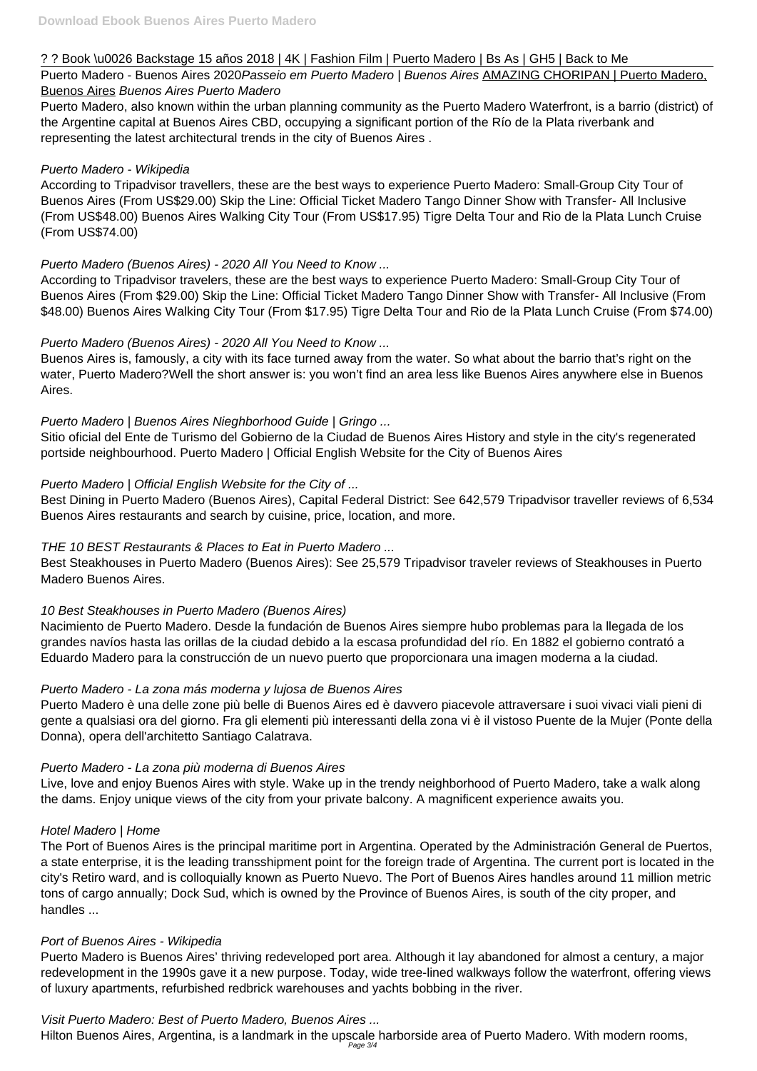? ? Book \u0026 Backstage 15 años 2018 | 4K | Fashion Film | Puerto Madero | Bs As | GH5 | Back to Me

Puerto Madero - Buenos Aires 2020*Passeio em Puerto Madero | Buenos Aires* AMAZING CHORIPAN | Puerto Madero, Buenos Aires *Buenos Aires Puerto Madero*

Puerto Madero, also known within the urban planning community as the Puerto Madero Waterfront, is a barrio (district) of the Argentine capital at Buenos Aires CBD, occupying a significant portion of the Río de la Plata riverbank and representing the latest architectural trends in the city of Buenos Aires .

*Puerto Madero - Wikipedia*

According to Tripadvisor travellers, these are the best ways to experience Puerto Madero: Small-Group City Tour of Buenos Aires (From US$29.00) Skip the Line: Official Ticket Madero Tango Dinner Show with Transfer- All Inclusive (From US$48.00) Buenos Aires Walking City Tour (From US$17.95) Tigre Delta Tour and Rio de la Plata Lunch Cruise (From US$74.00)

*Puerto Madero (Buenos Aires) - 2020 All You Need to Know ...*

According to Tripadvisor travelers, these are the best ways to experience Puerto Madero: Small-Group City Tour of Buenos Aires (From $29.00) Skip the Line: Official Ticket Madero Tango Dinner Show with Transfer- All Inclusive (From $48.00) Buenos Aires Walking City Tour (From $17.95) Tigre Delta Tour and Rio de la Plata Lunch Cruise (From $74.00)

*Puerto Madero (Buenos Aires) - 2020 All You Need to Know ...*

Buenos Aires is, famously, a city with its face turned away from the water. So what about the barrio that's right on the water, Puerto Madero?Well the short answer is: you won't find an area less like Buenos Aires anywhere else in Buenos Aires.

*Puerto Madero | Buenos Aires Nieghborhood Guide | Gringo ...*

Sitio oficial del Ente de Turismo del Gobierno de la Ciudad de Buenos Aires History and style in the city's regenerated portside neighbourhood. Puerto Madero | Official English Website for the City of Buenos Aires

*Puerto Madero | Official English Website for the City of ...*

Best Dining in Puerto Madero (Buenos Aires), Capital Federal District: See 642,579 Tripadvisor traveller reviews of 6,534 Buenos Aires restaurants and search by cuisine, price, location, and more.

*THE 10 BEST Restaurants & Places to Eat in Puerto Madero ...*

Best Steakhouses in Puerto Madero (Buenos Aires): See 25,579 Tripadvisor traveler reviews of Steakhouses in Puerto Madero Buenos Aires.

*10 Best Steakhouses in Puerto Madero (Buenos Aires)*

Nacimiento de Puerto Madero. Desde la fundación de Buenos Aires siempre hubo problemas para la llegada de los grandes navíos hasta las orillas de la ciudad debido a la escasa profundidad del río. En 1882 el gobierno contrató a Eduardo Madero para la construcción de un nuevo puerto que proporcionara una imagen moderna a la ciudad.

*Puerto Madero - La zona más moderna y lujosa de Buenos Aires*

Puerto Madero è una delle zone più belle di Buenos Aires ed è davvero piacevole attraversare i suoi vivaci viali pieni di gente a qualsiasi ora del giorno. Fra gli elementi più interessanti della zona vi è il vistoso Puente de la Mujer (Ponte della Donna), opera dell'architetto Santiago Calatrava.

*Puerto Madero - La zona più moderna di Buenos Aires*

Live, love and enjoy Buenos Aires with style. Wake up in the trendy neighborhood of Puerto Madero, take a walk along the dams. Enjoy unique views of the city from your private balcony. A magnificent experience awaits you.

*Hotel Madero | Home*

The Port of Buenos Aires is the principal maritime port in Argentina. Operated by the Administración General de Puertos, a state enterprise, it is the leading transshipment point for the foreign trade of Argentina. The current port is located in the city's Retiro ward, and is colloquially known as Puerto Nuevo. The Port of Buenos Aires handles around 11 million metric tons of cargo annually; Dock Sud, which is owned by the Province of Buenos Aires, is south of the city proper, and handles ...

*Port of Buenos Aires - Wikipedia*

Puerto Madero is Buenos Aires' thriving redeveloped port area. Although it lay abandoned for almost a century, a major redevelopment in the 1990s gave it a new purpose. Today, wide tree-lined walkways follow the waterfront, offering views of luxury apartments, refurbished redbrick warehouses and yachts bobbing in the river.

*Visit Puerto Madero: Best of Puerto Madero, Buenos Aires ...*

Hilton Buenos Aires, Argentina, is a landmark in the upscale harborside area of Puerto Madero. With modern rooms,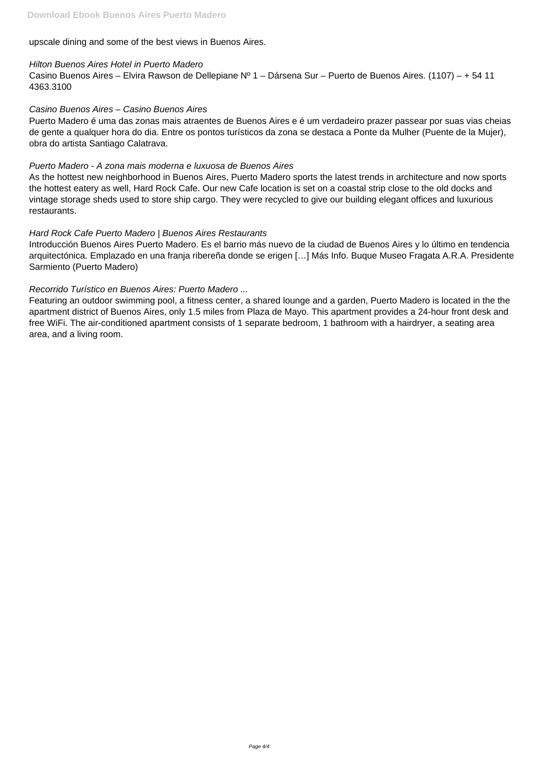upscale dining and some of the best views in Buenos Aires.

*Hilton Buenos Aires Hotel in Puerto Madero*

Casino Buenos Aires – Elvira Rawson de Dellepiane Nº 1 – Dársena Sur – Puerto de Buenos Aires. (1107) – + 54 11 4363.3100

*Casino Buenos Aires – Casino Buenos Aires*

Puerto Madero é uma das zonas mais atraentes de Buenos Aires e é um verdadeiro prazer passear por suas vias cheias de gente a qualquer hora do dia. Entre os pontos turísticos da zona se destaca a Ponte da Mulher (Puente de la Mujer), obra do artista Santiago Calatrava.

*Puerto Madero - A zona mais moderna e luxuosa de Buenos Aires*

As the hottest new neighborhood in Buenos Aires, Puerto Madero sports the latest trends in architecture and now sports the hottest eatery as well, Hard Rock Cafe. Our new Cafe location is set on a coastal strip close to the old docks and vintage storage sheds used to store ship cargo. They were recycled to give our building elegant offices and luxurious restaurants.

*Hard Rock Cafe Puerto Madero | Buenos Aires Restaurants*

Introducción Buenos Aires Puerto Madero. Es el barrio más nuevo de la ciudad de Buenos Aires y lo último en tendencia arquitectónica. Emplazado en una franja ribereña donde se erigen […] Más Info. Buque Museo Fragata A.R.A. Presidente Sarmiento (Puerto Madero)

*Recorrido Turístico en Buenos Aires: Puerto Madero ...*

Featuring an outdoor swimming pool, a fitness center, a shared lounge and a garden, Puerto Madero is located in the the apartment district of Buenos Aires, only 1.5 miles from Plaza de Mayo. This apartment provides a 24-hour front desk and free WiFi. The air-conditioned apartment consists of 1 separate bedroom, 1 bathroom with a hairdryer, a seating area area, and a living room.